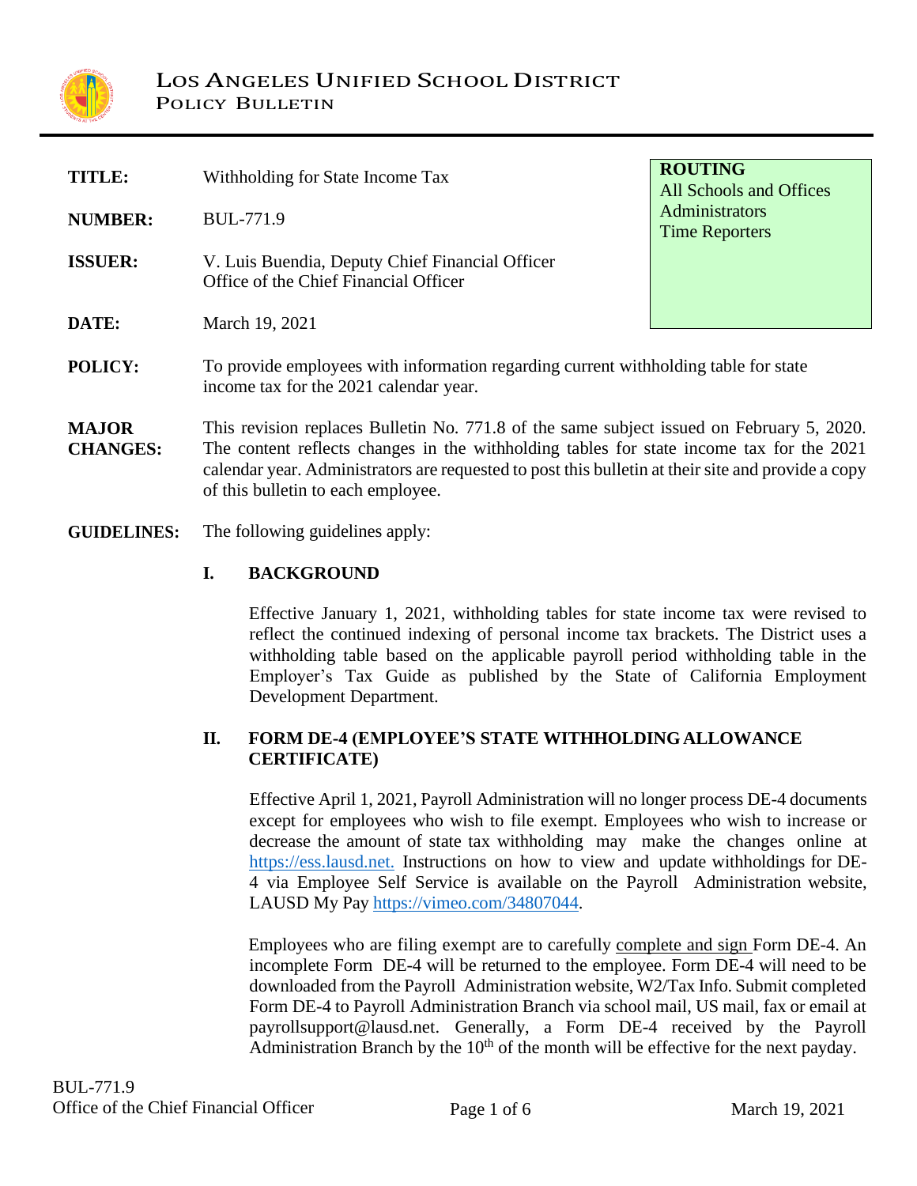# LOS ANGELES UNIFIED SCHOOL DISTRICT
## POLICY BULLETIN

**ROUTING**
All Schools and Offices
Administrators
Time Reporters

**TITLE:** Withholding for State Income Tax

**NUMBER:** BUL-771.9

**ISSUER:** V. Luis Buendia, Deputy Chief Financial Officer
Office of the Chief Financial Officer

**DATE:** March 19, 2021

**POLICY:** To provide employees with information regarding current withholding table for state income tax for the 2021 calendar year.

**MAJOR CHANGES:** This revision replaces Bulletin No. 771.8 of the same subject issued on February 5, 2020. The content reflects changes in the withholding tables for state income tax for the 2021 calendar year. Administrators are requested to post this bulletin at their site and provide a copy of this bulletin to each employee.

**GUIDELINES:** The following guidelines apply:

### I. BACKGROUND

Effective January 1, 2021, withholding tables for state income tax were revised to reflect the continued indexing of personal income tax brackets. The District uses a withholding table based on the applicable payroll period withholding table in the Employer's Tax Guide as published by the State of California Employment Development Department.

### II. FORM DE-4 (EMPLOYEE'S STATE WITHHOLDING ALLOWANCE CERTIFICATE)

Effective April 1, 2021, Payroll Administration will no longer process DE-4 documents except for employees who wish to file exempt. Employees who wish to increase or decrease the amount of state tax withholding may make the changes online at https://ess.lausd.net. Instructions on how to view and update withholdings for DE-4 via Employee Self Service is available on the Payroll Administration website, LAUSD My Pay https://vimeo.com/34807044.

Employees who are filing exempt are to carefully complete and sign Form DE-4. An incomplete Form DE-4 will be returned to the employee. Form DE-4 will need to be downloaded from the Payroll Administration website, W2/Tax Info. Submit completed Form DE-4 to Payroll Administration Branch via school mail, US mail, fax or email at payrollsupport@lausd.net. Generally, a Form DE-4 received by the Payroll Administration Branch by the 10th of the month will be effective for the next payday.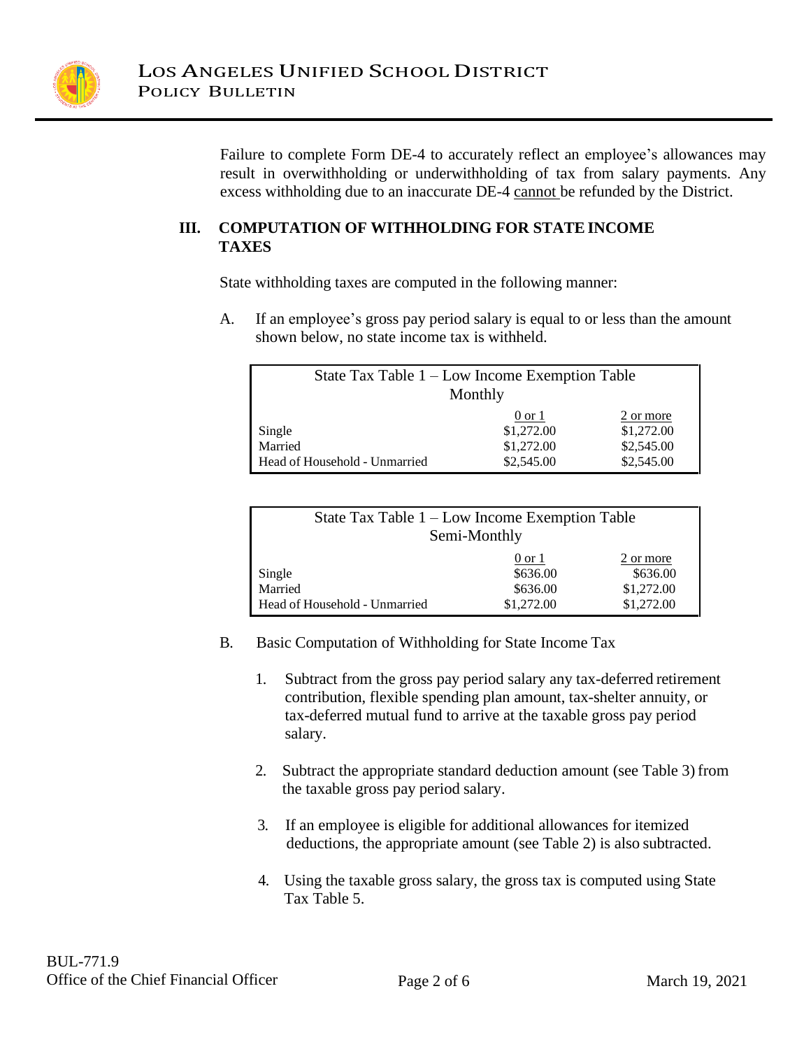Failure to complete Form DE-4 to accurately reflect an employee's allowances may result in overwithholding or underwithholding of tax from salary payments. Any excess withholding due to an inaccurate DE-4 cannot be refunded by the District.

## III. COMPUTATION OF WITHHOLDING FOR STATE INCOME TAXES

State withholding taxes are computed in the following manner:

A. If an employee's gross pay period salary is equal to or less than the amount shown below, no state income tax is withheld.

| State Tax Table 1 – Low Income Exemption Table Monthly | | |
|---|---|---|
| | 0 or 1 | 2 or more |
| Single | $1,272.00 | $1,272.00 |
| Married | $1,272.00 | $2,545.00 |
| Head of Household - Unmarried | $2,545.00 | $2,545.00 |

| State Tax Table 1 – Low Income Exemption Table Semi-Monthly | | |
|---|---|---|
| | 0 or 1 | 2 or more |
| Single | $636.00 | $636.00 |
| Married | $636.00 | $1,272.00 |
| Head of Household - Unmarried | $1,272.00 | $1,272.00 |

B. Basic Computation of Withholding for State Income Tax

1. Subtract from the gross pay period salary any tax-deferred retirement contribution, flexible spending plan amount, tax-shelter annuity, or tax-deferred mutual fund to arrive at the taxable gross pay period salary.

2. Subtract the appropriate standard deduction amount (see Table 3) from the taxable gross pay period salary.

3. If an employee is eligible for additional allowances for itemized deductions, the appropriate amount (see Table 2) is also subtracted.

4. Using the taxable gross salary, the gross tax is computed using State Tax Table 5.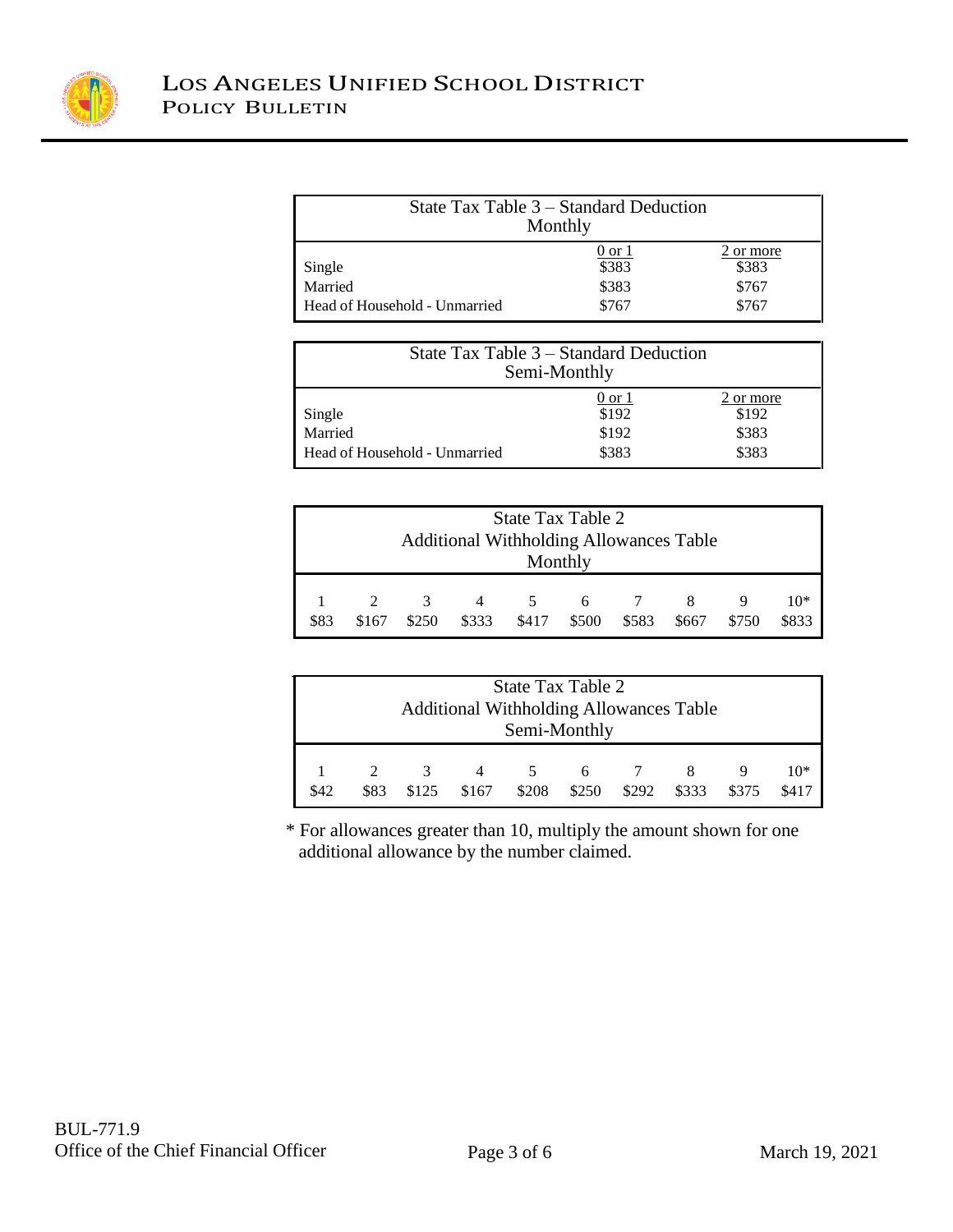| State Tax Table 3 – Standard Deduction<br>Monthly | | |
|---|---|---|
| | 0 or 1 | 2 or more |
| Single | $383 | $383 |
| Married | $383 | $767 |
| Head of Household - Unmarried | $767 | $767 |

| State Tax Table 3 – Standard Deduction<br>Semi-Monthly | | |
|---|---|---|
| | 0 or 1 | 2 or more |
| Single | $192 | $192 |
| Married | $192 | $383 |
| Head of Household - Unmarried | $383 | $383 |

**State Tax Table 2**
**Additional Withholding Allowances Table**
**Monthly**

| 1 | 2 | 3 | 4 | 5 | 6 | 7 | 8 | 9 | 10* |
|---|---|---|---|---|---|---|---|---|---|
| $83 | $167 | $250 | $333 | $417 | $500 | $583 | $667 | $750 | $833 |

**State Tax Table 2**
**Additional Withholding Allowances Table**
**Semi-Monthly**

| 1 | 2 | 3 | 4 | 5 | 6 | 7 | 8 | 9 | 10* |
|---|---|---|---|---|---|---|---|---|---|
| $42 | $83 | $125 | $167 | $208 | $250 | $292 | $333 | $375 | $417 |

* For allowances greater than 10, multiply the amount shown for one additional allowance by the number claimed.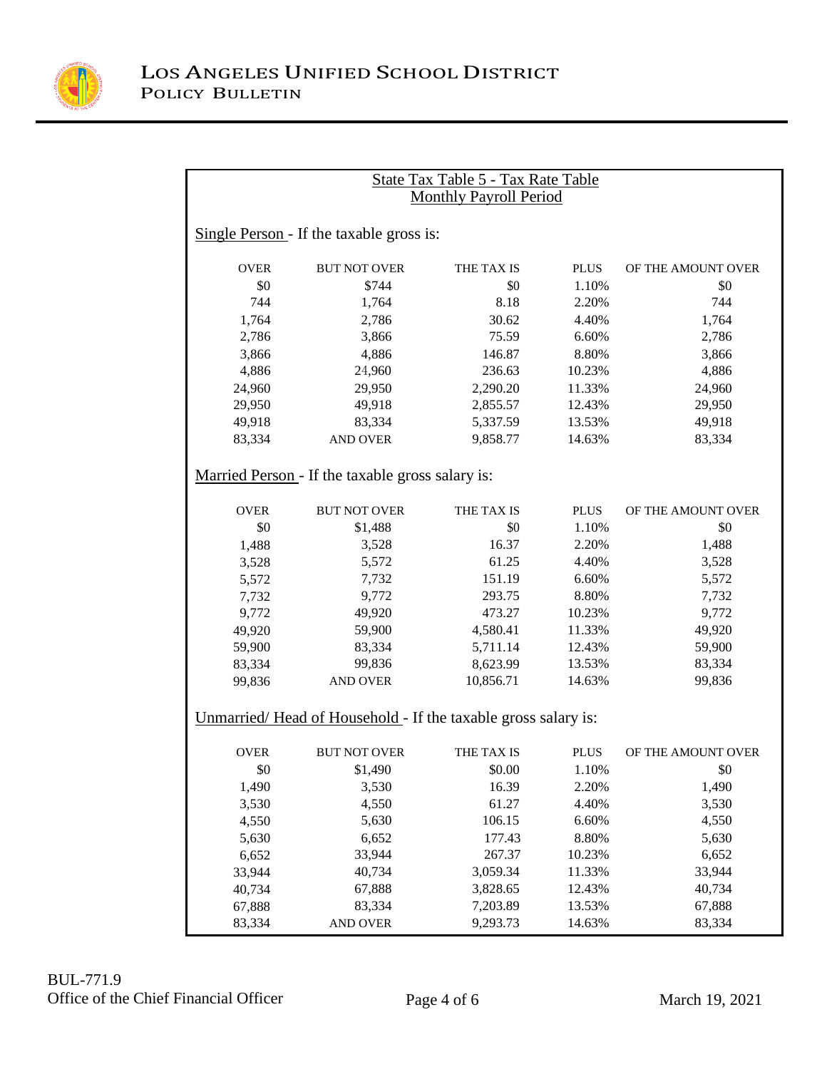## State Tax Table 5 - Tax Rate Table
## Monthly Payroll Period

Single Person - If the taxable gross is:

| OVER | BUT NOT OVER | THE TAX IS | PLUS | OF THE AMOUNT OVER |
|---|---|---|---|---|
| $0 | $744 | $0 | 1.10% | $0 |
| 744 | 1,764 | 8.18 | 2.20% | 744 |
| 1,764 | 2,786 | 30.62 | 4.40% | 1,764 |
| 2,786 | 3,866 | 75.59 | 6.60% | 2,786 |
| 3,866 | 4,886 | 146.87 | 8.80% | 3,866 |
| 4,886 | 24,960 | 236.63 | 10.23% | 4,886 |
| 24,960 | 29,950 | 2,290.20 | 11.33% | 24,960 |
| 29,950 | 49,918 | 2,855.57 | 12.43% | 29,950 |
| 49,918 | 83,334 | 5,337.59 | 13.53% | 49,918 |
| 83,334 | AND OVER | 9,858.77 | 14.63% | 83,334 |

Married Person - If the taxable gross salary is:

| OVER | BUT NOT OVER | THE TAX IS | PLUS | OF THE AMOUNT OVER |
|---|---|---|---|---|
| $0 | $1,488 | $0 | 1.10% | $0 |
| 1,488 | 3,528 | 16.37 | 2.20% | 1,488 |
| 3,528 | 5,572 | 61.25 | 4.40% | 3,528 |
| 5,572 | 7,732 | 151.19 | 6.60% | 5,572 |
| 7,732 | 9,772 | 293.75 | 8.80% | 7,732 |
| 9,772 | 49,920 | 473.27 | 10.23% | 9,772 |
| 49,920 | 59,900 | 4,580.41 | 11.33% | 49,920 |
| 59,900 | 83,334 | 5,711.14 | 12.43% | 59,900 |
| 83,334 | 99,836 | 8,623.99 | 13.53% | 83,334 |
| 99,836 | AND OVER | 10,856.71 | 14.63% | 99,836 |

Unmarried/ Head of Household - If the taxable gross salary is:

| OVER | BUT NOT OVER | THE TAX IS | PLUS | OF THE AMOUNT OVER |
|---|---|---|---|---|
| $0 | $1,490 | $0.00 | 1.10% | $0 |
| 1,490 | 3,530 | 16.39 | 2.20% | 1,490 |
| 3,530 | 4,550 | 61.27 | 4.40% | 3,530 |
| 4,550 | 5,630 | 106.15 | 6.60% | 4,550 |
| 5,630 | 6,652 | 177.43 | 8.80% | 5,630 |
| 6,652 | 33,944 | 267.37 | 10.23% | 6,652 |
| 33,944 | 40,734 | 3,059.34 | 11.33% | 33,944 |
| 40,734 | 67,888 | 3,828.65 | 12.43% | 40,734 |
| 67,888 | 83,334 | 7,203.89 | 13.53% | 67,888 |
| 83,334 | AND OVER | 9,293.73 | 14.63% | 83,334 |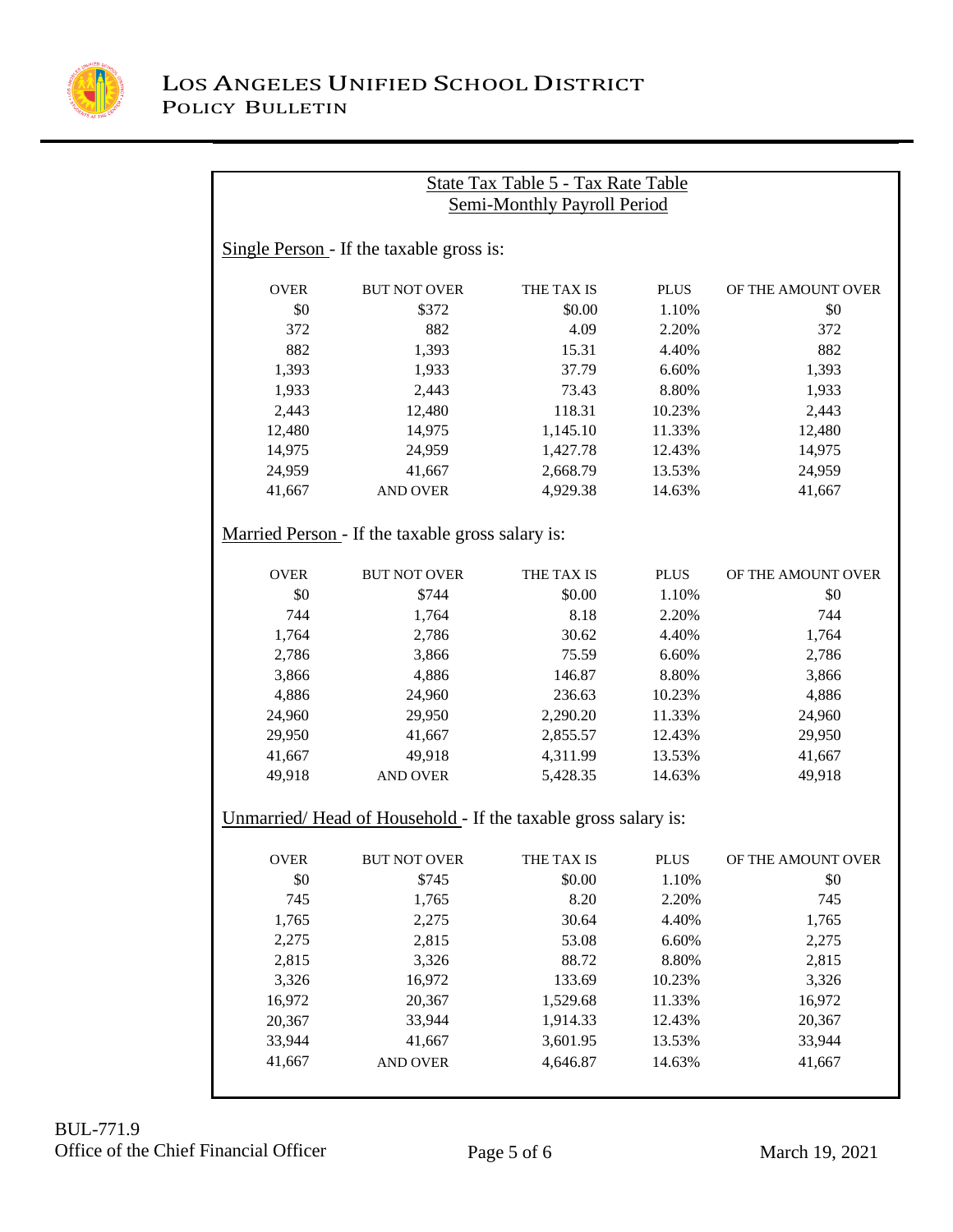## State Tax Table 5 - Tax Rate Table
## Semi-Monthly Payroll Period

Single Person - If the taxable gross is:

| OVER | BUT NOT OVER | THE TAX IS | PLUS | OF THE AMOUNT OVER |
|---|---|---|---|---|
| $0 | $372 | $0.00 | 1.10% | $0 |
| 372 | 882 | 4.09 | 2.20% | 372 |
| 882 | 1,393 | 15.31 | 4.40% | 882 |
| 1,393 | 1,933 | 37.79 | 6.60% | 1,393 |
| 1,933 | 2,443 | 73.43 | 8.80% | 1,933 |
| 2,443 | 12,480 | 118.31 | 10.23% | 2,443 |
| 12,480 | 14,975 | 1,145.10 | 11.33% | 12,480 |
| 14,975 | 24,959 | 1,427.78 | 12.43% | 14,975 |
| 24,959 | 41,667 | 2,668.79 | 13.53% | 24,959 |
| 41,667 | AND OVER | 4,929.38 | 14.63% | 41,667 |

Married Person - If the taxable gross salary is:

| OVER | BUT NOT OVER | THE TAX IS | PLUS | OF THE AMOUNT OVER |
|---|---|---|---|---|
| $0 | $744 | $0.00 | 1.10% | $0 |
| 744 | 1,764 | 8.18 | 2.20% | 744 |
| 1,764 | 2,786 | 30.62 | 4.40% | 1,764 |
| 2,786 | 3,866 | 75.59 | 6.60% | 2,786 |
| 3,866 | 4,886 | 146.87 | 8.80% | 3,866 |
| 4,886 | 24,960 | 236.63 | 10.23% | 4,886 |
| 24,960 | 29,950 | 2,290.20 | 11.33% | 24,960 |
| 29,950 | 41,667 | 2,855.57 | 12.43% | 29,950 |
| 41,667 | 49,918 | 4,311.99 | 13.53% | 41,667 |
| 49,918 | AND OVER | 5,428.35 | 14.63% | 49,918 |

Unmarried/ Head of Household - If the taxable gross salary is:

| OVER | BUT NOT OVER | THE TAX IS | PLUS | OF THE AMOUNT OVER |
|---|---|---|---|---|
| $0 | $745 | $0.00 | 1.10% | $0 |
| 745 | 1,765 | 8.20 | 2.20% | 745 |
| 1,765 | 2,275 | 30.64 | 4.40% | 1,765 |
| 2,275 | 2,815 | 53.08 | 6.60% | 2,275 |
| 2,815 | 3,326 | 88.72 | 8.80% | 2,815 |
| 3,326 | 16,972 | 133.69 | 10.23% | 3,326 |
| 16,972 | 20,367 | 1,529.68 | 11.33% | 16,972 |
| 20,367 | 33,944 | 1,914.33 | 12.43% | 20,367 |
| 33,944 | 41,667 | 3,601.95 | 13.53% | 33,944 |
| 41,667 | AND OVER | 4,646.87 | 14.63% | 41,667 |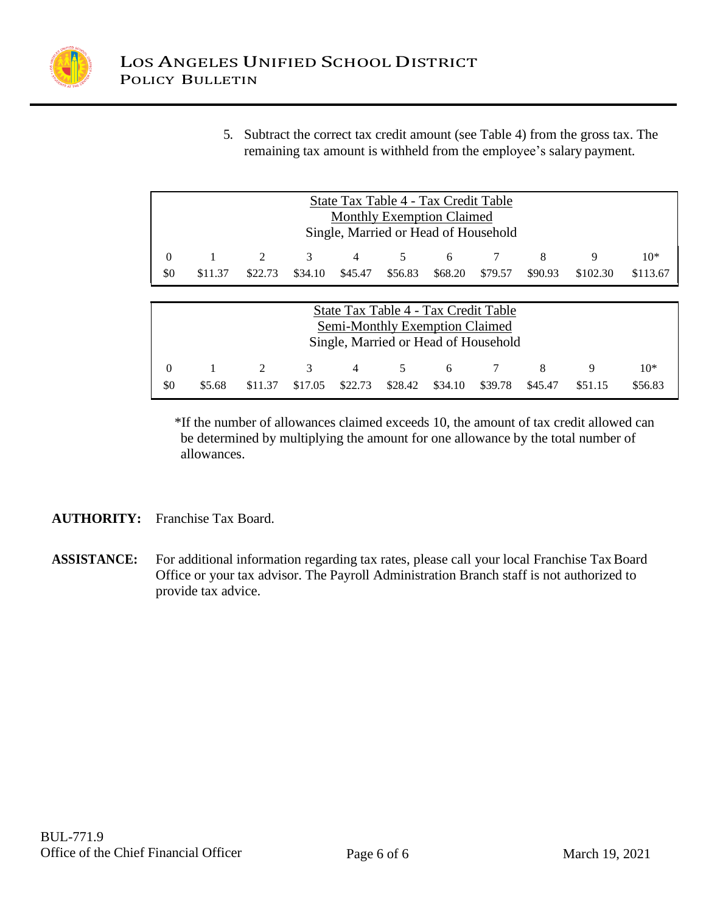5. Subtract the correct tax credit amount (see Table 4) from the gross tax. The remaining tax amount is withheld from the employee's salary payment.

State Tax Table 4 - Tax Credit Table
Monthly Exemption Claimed
Single, Married or Head of Household

| 0 | 1 | 2 | 3 | 4 | 5 | 6 | 7 | 8 | 9 | 10* |
|---|---|---|---|---|---|---|---|---|---|---|
| $0 | $11.37 | $22.73 | $34.10 | $45.47 | $56.83 | $68.20 | $79.57 | $90.93 | $102.30 | $113.67 |

State Tax Table 4 - Tax Credit Table
Semi-Monthly Exemption Claimed
Single, Married or Head of Household

| 0 | 1 | 2 | 3 | 4 | 5 | 6 | 7 | 8 | 9 | 10* |
|---|---|---|---|---|---|---|---|---|---|---|
| $0 | $5.68 | $11.37 | $17.05 | $22.73 | $28.42 | $34.10 | $39.78 | $45.47 | $51.15 | $56.83 |

*If the number of allowances claimed exceeds 10, the amount of tax credit allowed can be determined by multiplying the amount for one allowance by the total number of allowances.

**AUTHORITY:** Franchise Tax Board.

**ASSISTANCE:** For additional information regarding tax rates, please call your local Franchise Tax Board Office or your tax advisor. The Payroll Administration Branch staff is not authorized to provide tax advice.